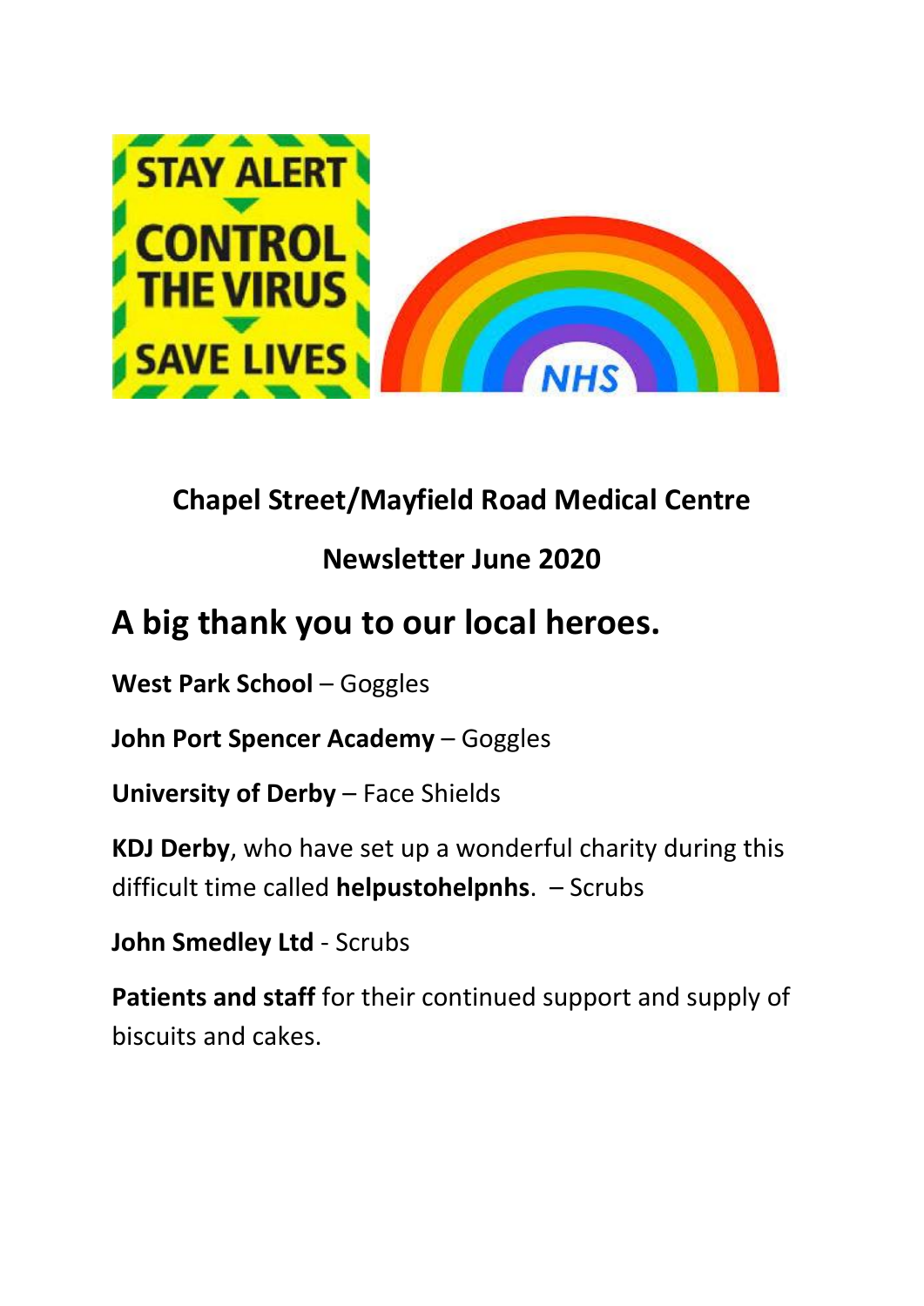**Chapel Street/Mayfield Road Medical Centre**

**Newsletter June 2020**

# A big thank you to our local heroes.

**West Park School** – Goggles

**John Port Spencer Academy** – Goggles

**University of Derby** – Face Shields

**KDJ Derby**, who have set up a wonderful charity during this difficult time called **helpustohelpnhs**. – Scrubs

**John Smedley Ltd** - Scrubs

**Patients and staff** for their continued support and supply of biscuits and cakes.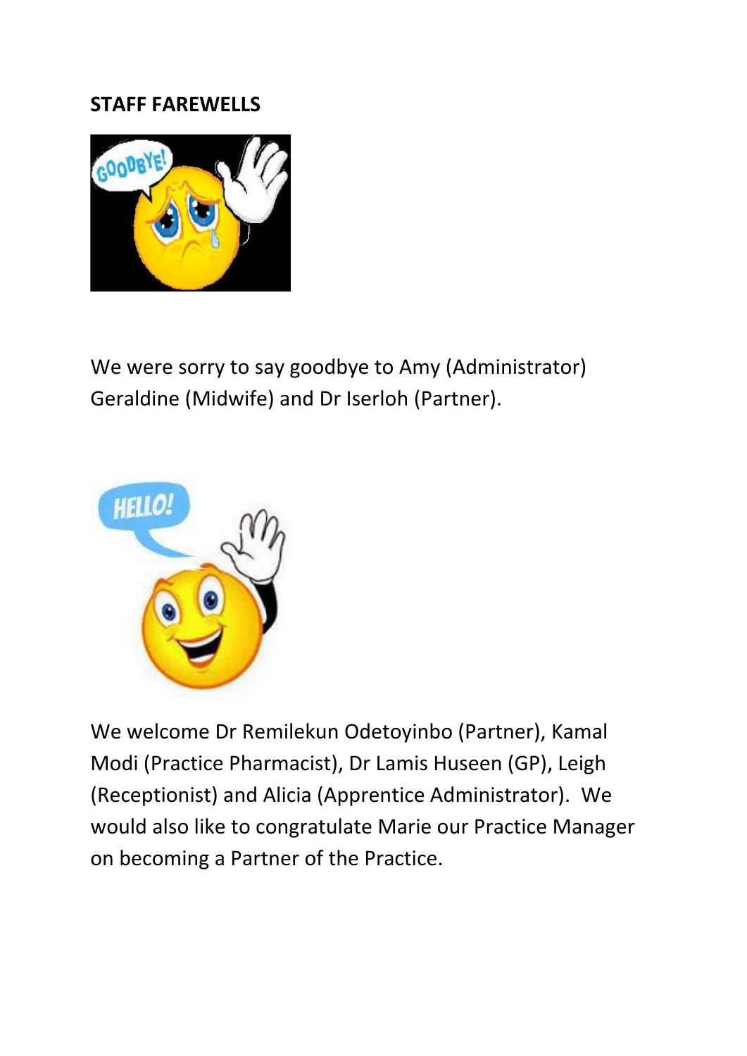**STAFF FAREWELLS**

We were sorry to say goodbye to Amy (Administrator) Geraldine (Midwife) and Dr Iserloh (Partner).

We welcome Dr Remilekun Odetoyinbo (Partner), Kamal Modi (Practice Pharmacist), Dr Lamis Huseen (GP), Leigh (Receptionist) and Alicia (Apprentice Administrator). We would also like to congratulate Marie our Practice Manager on becoming a Partner of the Practice.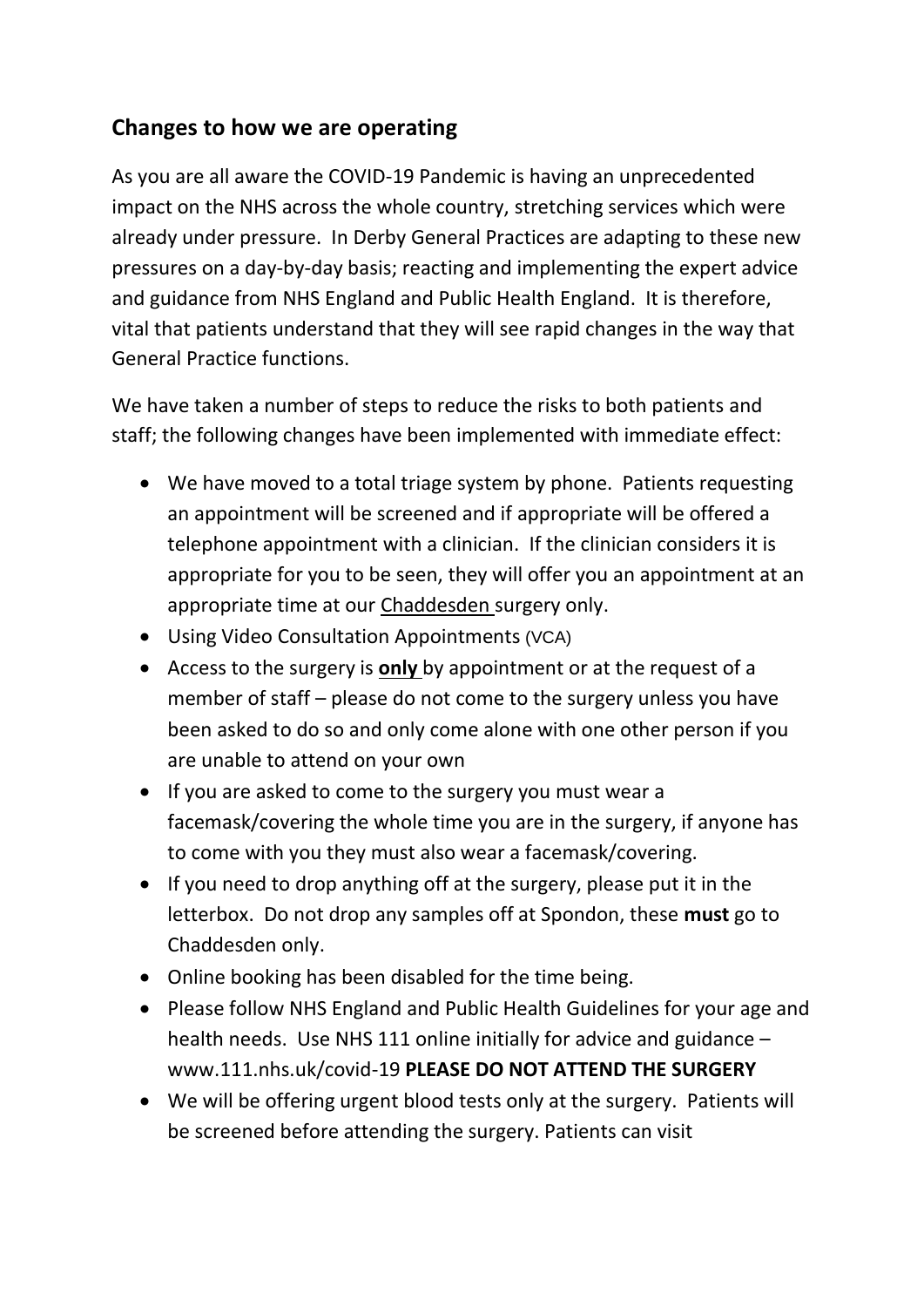## Changes to how we are operating

As you are all aware the COVID-19 Pandemic is having an unprecedented impact on the NHS across the whole country, stretching services which were already under pressure. In Derby General Practices are adapting to these new pressures on a day-by-day basis; reacting and implementing the expert advice and guidance from NHS England and Public Health England. It is therefore, vital that patients understand that they will see rapid changes in the way that General Practice functions.

We have taken a number of steps to reduce the risks to both patients and staff; the following changes have been implemented with immediate effect:

- We have moved to a total triage system by phone. Patients requesting an appointment will be screened and if appropriate will be offered a telephone appointment with a clinician. If the clinician considers it is appropriate for you to be seen, they will offer you an appointment at an appropriate time at our Chaddesden surgery only.
- Using Video Consultation Appointments (VCA)
- Access to the surgery is **only** by appointment or at the request of a member of staff – please do not come to the surgery unless you have been asked to do so and only come alone with one other person if you are unable to attend on your own
- If you are asked to come to the surgery you must wear a facemask/covering the whole time you are in the surgery, if anyone has to come with you they must also wear a facemask/covering.
- If you need to drop anything off at the surgery, please put it in the letterbox. Do not drop any samples off at Spondon, these **must** go to Chaddesden only.
- Online booking has been disabled for the time being.
- Please follow NHS England and Public Health Guidelines for your age and health needs. Use NHS 111 online initially for advice and guidance – www.111.nhs.uk/covid-19 **PLEASE DO NOT ATTEND THE SURGERY**
- We will be offering urgent blood tests only at the surgery. Patients will be screened before attending the surgery. Patients can visit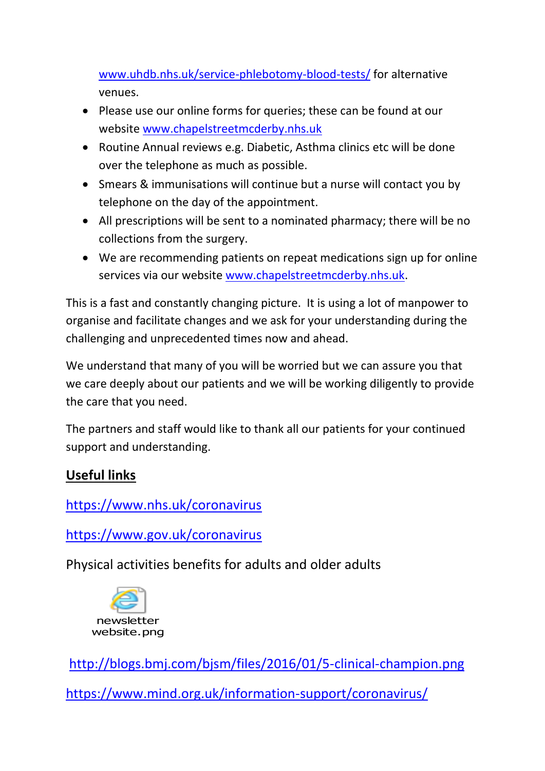www.uhdb.nhs.uk/service-phlebotomy-blood-tests/ for alternative venues.

- Please use our online forms for queries; these can be found at our website www.chapelstreetmcderby.nhs.uk
- Routine Annual reviews e.g. Diabetic, Asthma clinics etc will be done over the telephone as much as possible.
- Smears & immunisations will continue but a nurse will contact you by telephone on the day of the appointment.
- All prescriptions will be sent to a nominated pharmacy; there will be no collections from the surgery.
- We are recommending patients on repeat medications sign up for online services via our website www.chapelstreetmcderby.nhs.uk.

This is a fast and constantly changing picture. It is using a lot of manpower to organise and facilitate changes and we ask for your understanding during the challenging and unprecedented times now and ahead.

We understand that many of you will be worried but we can assure you that we care deeply about our patients and we will be working diligently to provide the care that you need.

The partners and staff would like to thank all our patients for your continued support and understanding.

## Useful links

https://www.nhs.uk/coronavirus

https://www.gov.uk/coronavirus

Physical activities benefits for adults and older adults

newsletter website.png

http://blogs.bmj.com/bjsm/files/2016/01/5-clinical-champion.png

https://www.mind.org.uk/information-support/coronavirus/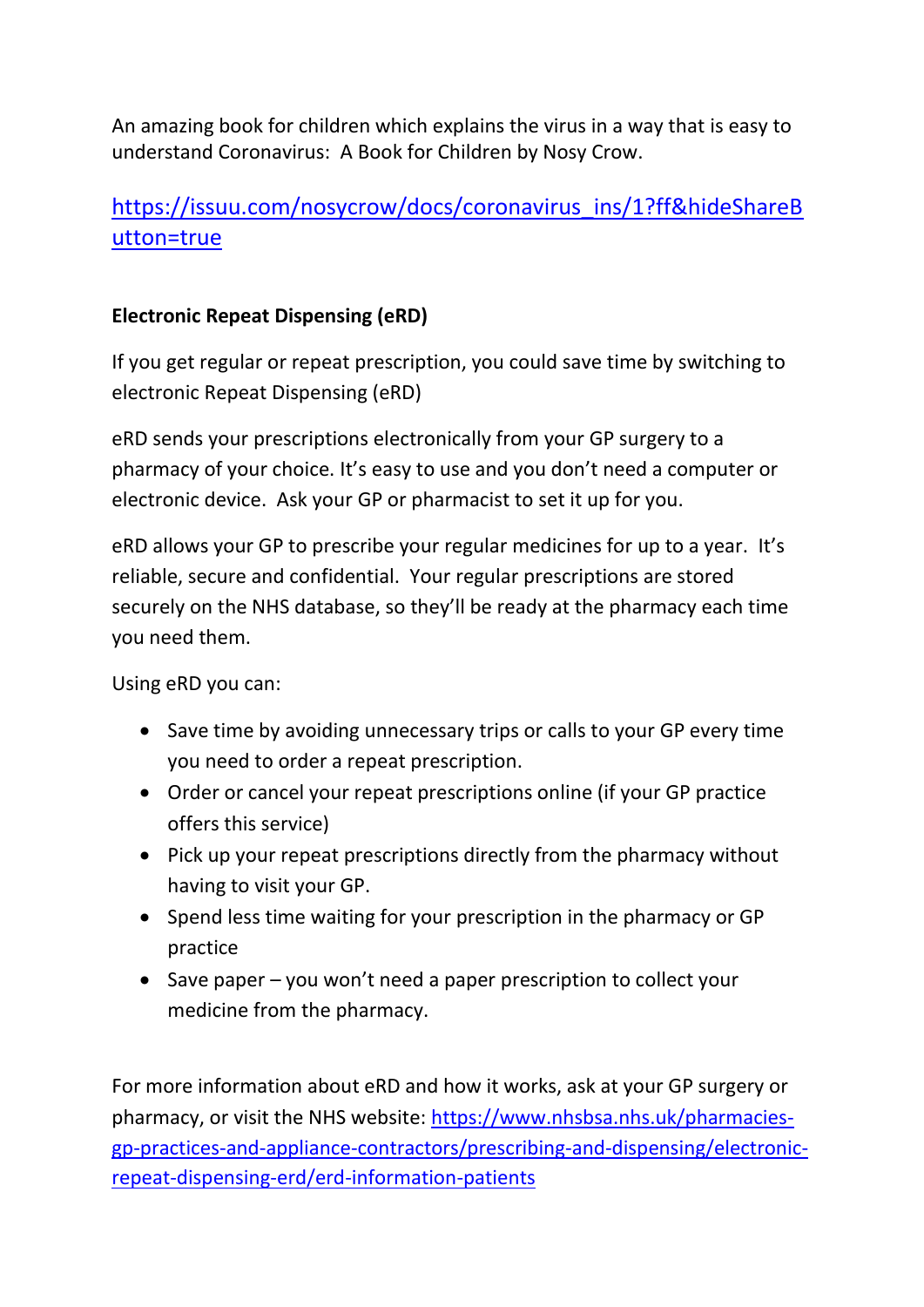An amazing book for children which explains the virus in a way that is easy to understand Coronavirus:  A Book for Children by Nosy Crow.

https://issuu.com/nosycrow/docs/coronavirus_ins/1?ff&hideShareButton=true

**Electronic Repeat Dispensing (eRD)**

If you get regular or repeat prescription, you could save time by switching to electronic Repeat Dispensing (eRD)

eRD sends your prescriptions electronically from your GP surgery to a pharmacy of your choice. It's easy to use and you don't need a computer or electronic device.  Ask your GP or pharmacist to set it up for you.

eRD allows your GP to prescribe your regular medicines for up to a year.  It's reliable, secure and confidential.  Your regular prescriptions are stored securely on the NHS database, so they'll be ready at the pharmacy each time you need them.

Using eRD you can:

- Save time by avoiding unnecessary trips or calls to your GP every time you need to order a repeat prescription.
- Order or cancel your repeat prescriptions online (if your GP practice offers this service)
- Pick up your repeat prescriptions directly from the pharmacy without having to visit your GP.
- Spend less time waiting for your prescription in the pharmacy or GP practice
- Save paper – you won't need a paper prescription to collect your medicine from the pharmacy.

For more information about eRD and how it works, ask at your GP surgery or pharmacy, or visit the NHS website: https://www.nhsbsa.nhs.uk/pharmacies-gp-practices-and-appliance-contractors/prescribing-and-dispensing/electronic-repeat-dispensing-erd/erd-information-patients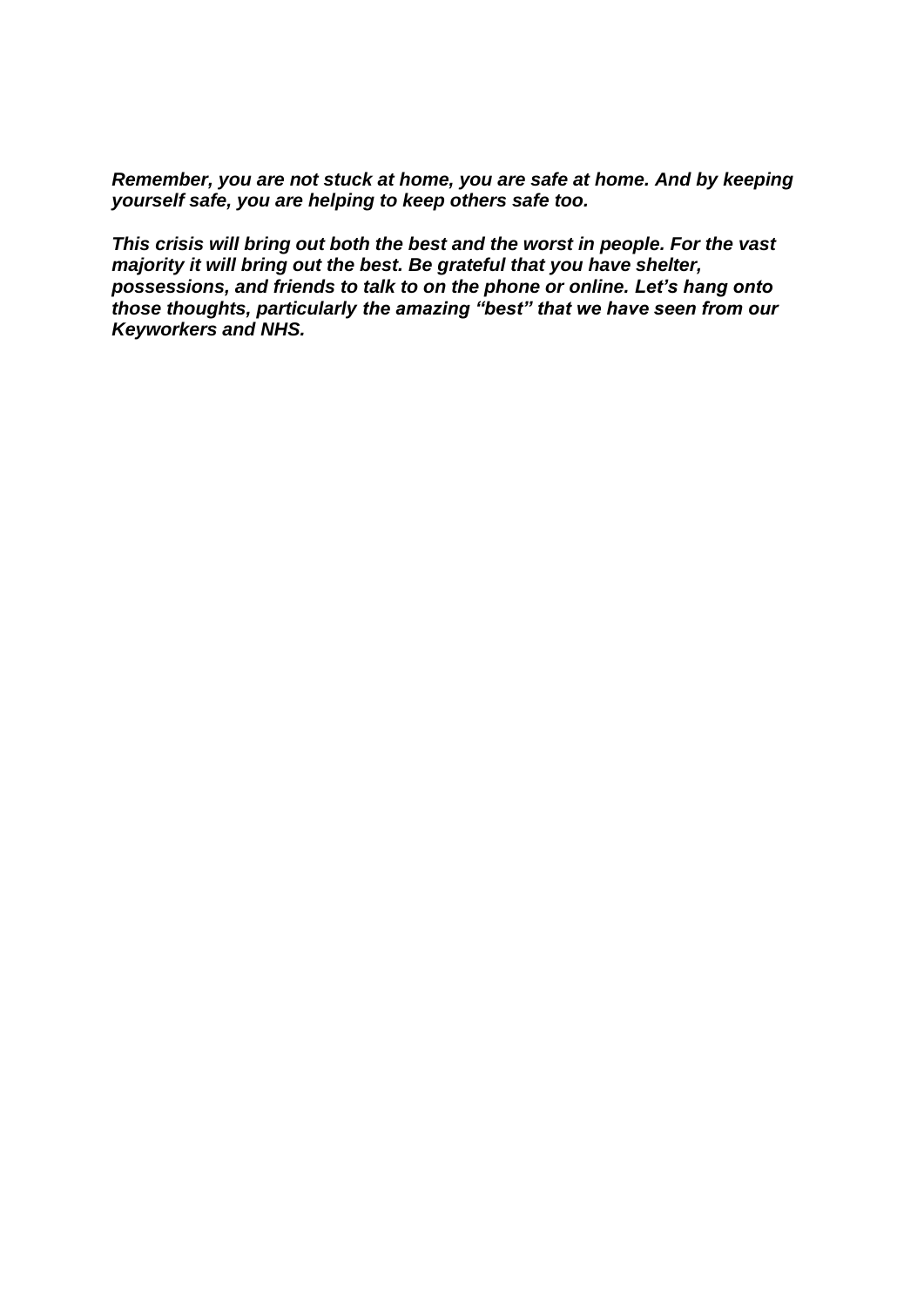***Remember, you are not stuck at home, you are safe at home. And by keeping yourself safe, you are helping to keep others safe too.***

***This crisis will bring out both the best and the worst in people. For the vast majority it will bring out the best. Be grateful that you have shelter, possessions, and friends to talk to on the phone or online. Let's hang onto those thoughts, particularly the amazing "best" that we have seen from our Keyworkers and NHS.***